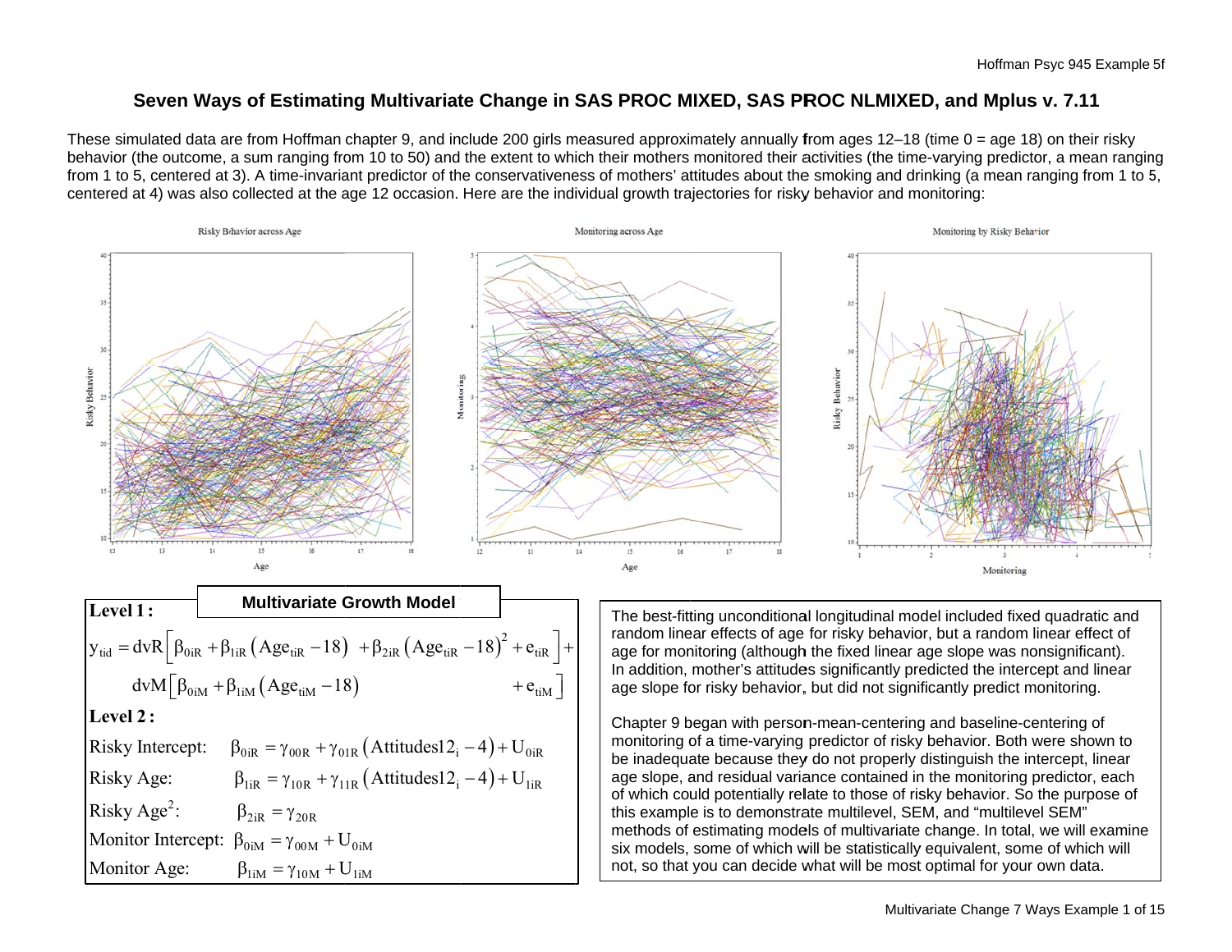# Seven Ways of Estimating Multivariate Change in SAS PROC MIXED, SAS PROC NLMIXED, and Mplus v. 7.11

These simulated data are from Hoffman chapter 9, and include 200 girls measured approximately annually from ages 12–18 (time 0 = age 18) on their risky behavior (the outcome, a sum ranging from 10 to 50) and the extent to which their mothers monitored their activities (the time-varying predictor, a mean ranging from 1 to 5, centered at 3). A time-invariant predictor of the conservativeness of mothers' attitudes about the smoking and drinking (a mean ranging from 1 to 5, centered at 4) was also collected at the age 12 occasion. Here are the individual growth trajectories for risky behavior and monitoring:

Risky Behavior across Age

Monitoring across Age

Monitoring by Risky Behavior

## Multivariate Growth Model

**Level 1:**

$$y_{tid} = dvR\left[\beta_{0iR} + \beta_{1iR}\left(Age_{tiR} - 18\right) + \beta_{2iR}\left(Age_{tiR} - 18\right)^2 + e_{tiR}\right] +$$
$$dvM\left[\beta_{0iM} + \beta_{1iM}\left(Age_{tiM} - 18\right) + e_{tiM}\right]$$

**Level 2:**

Risky Intercept: $\beta_{0iR} = \gamma_{00R} + \gamma_{01R}\left(Attitudes12_i - 4\right) + U_{0iR}$

Risky Age: $\beta_{1iR} = \gamma_{10R} + \gamma_{11R}\left(Attitudes12_i - 4\right) + U_{1iR}$

Risky Age$^2$: $\beta_{2iR} = \gamma_{20R}$

Monitor Intercept: $\beta_{0iM} = \gamma_{00M} + U_{0iM}$

Monitor Age: $\beta_{1iM} = \gamma_{10M} + U_{1iM}$

The best-fitting unconditional longitudinal model included fixed quadratic and random linear effects of age for risky behavior, but a random linear effect of age for monitoring (although the fixed linear age slope was nonsignificant). In addition, mother's attitudes significantly predicted the intercept and linear age slope for risky behavior, but did not significantly predict monitoring.

Chapter 9 began with person-mean-centering and baseline-centering of monitoring of a time-varying predictor of risky behavior. Both were shown to be inadequate because they do not properly distinguish the intercept, linear age slope, and residual variance contained in the monitoring predictor, each of which could potentially relate to those of risky behavior. So the purpose of this example is to demonstrate multilevel, SEM, and "multilevel SEM" methods of estimating models of multivariate change. In total, we will examine six models, some of which will be statistically equivalent, some of which will not, so that you can decide what will be most optimal for your own data.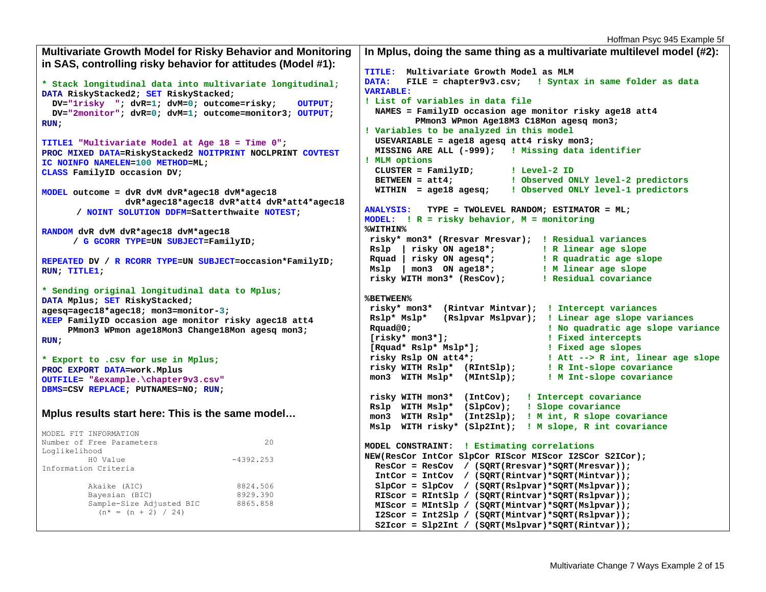## Multivariate Growth Model for Risky Behavior and Monitoring in SAS, controlling risky behavior for attitudes (Model #1):

```
* Stack longitudinal data into multivariate longitudinal;
DATA RiskyStacked2; SET RiskyStacked;
  DV="1risky  "; dvR=1; dvM=0; outcome=risky;    OUTPUT;
  DV="2monitor"; dvR=0; dvM=1; outcome=monitor3; OUTPUT;
RUN;

TITLE1 "Multivariate Model at Age 18 = Time 0";
PROC MIXED DATA=RiskyStacked2 NOITPRINT NOCLPRINT COVTEST
IC NOINFO NAMELEN=100 METHOD=ML;
CLASS FamilyID occasion DV;

MODEL outcome = dvR dvM dvR*agec18 dvM*agec18
               dvR*agec18*agec18 dvR*att4 dvR*att4*agec18
      / NOINT SOLUTION DDFM=Satterthwaite NOTEST;

RANDOM dvR dvM dvR*agec18 dvM*agec18
      / G GCORR TYPE=UN SUBJECT=FamilyID;

REPEATED DV / R RCORR TYPE=UN SUBJECT=occasion*FamilyID;
RUN; TITLE1;

* Sending original longitudinal data to Mplus;
DATA Mplus; SET RiskyStacked;
agesq=agec18*agec18; mon3=monitor-3;
KEEP FamilyID occasion age monitor risky agec18 att4
     PMmon3 WPmon age18Mon3 Change18Mon agesq mon3;
RUN;

* Export to .csv for use in Mplus;
PROC EXPORT DATA=work.Mplus
OUTFILE= "&example.\chapter9v3.csv"
DBMS=CSV REPLACE; PUTNAMES=NO; RUN;
```

## Mplus results start here: This is the same model…

```
MODEL FIT INFORMATION
Number of Free Parameters                     20
Loglikelihood
        H0 Value                       -4392.253
Information Criteria

        Akaike (AIC)                    8824.506
        Bayesian (BIC)                  8929.390
        Sample-Size Adjusted BIC        8865.858
          (n* = (n + 2) / 24)
```

## In Mplus, doing the same thing as a multivariate multilevel model (#2):

```
TITLE:  Multivariate Growth Model as MLM
DATA:   FILE = chapter9v3.csv;   ! Syntax in same folder as data
VARIABLE:
! List of variables in data file
  NAMES = FamilyID occasion age monitor risky age18 att4
          PMmon3 WPmon Age18M3 C18Mon agesq mon3;
! Variables to be analyzed in this model
  USEVARIABLE = age18 agesq att4 risky mon3;
  MISSING ARE ALL (-999);   ! Missing data identifier
! MLM options
  CLUSTER = FamilyID;       ! Level-2 ID
  BETWEEN = att4;           ! Observed ONLY level-2 predictors
  WITHIN  = age18 agesq;    ! Observed ONLY level-1 predictors

ANALYSIS:   TYPE = TWOLEVEL RANDOM; ESTIMATOR = ML;
MODEL:  ! R = risky behavior, M = monitoring
%WITHIN%
 risky* mon3* (Rresvar Mresvar);  ! Residual variances
 Rslp  | risky ON age18*;         ! R linear age slope
 Rquad | risky ON agesq*;         ! R quadratic age slope
 Mslp  | mon3  ON age18*;         ! M linear age slope
 risky WITH mon3* (ResCov);       ! Residual covariance

%BETWEEN%
 risky* mon3*  (Rintvar Mintvar);  ! Intercept variances
 Rslp* Mslp*   (Rslpvar Mslpvar);  ! Linear age slope variances
 Rquad@0;                          ! No quadratic age slope variance
 [risky* mon3*];                   ! Fixed intercepts
 [Rquad* Rslp* Mslp*];             ! Fixed age slopes
 risky Rslp ON att4*;              ! Att --> R int, linear age slope
 risky WITH Rslp*  (RIntSlp);      ! R Int-slope covariance
 mon3  WITH Mslp*  (MIntSlp);      ! M Int-slope covariance

 risky WITH mon3*  (IntCov);   ! Intercept covariance
 Rslp  WITH Mslp*  (SlpCov);   ! Slope covariance
 mon3  WITH Rslp*  (Int2Slp);  ! M int, R slope covariance
 Mslp  WITH risky* (Slp2Int);  ! M slope, R int covariance

MODEL CONSTRAINT:  ! Estimating correlations
NEW(ResCor IntCor SlpCor RIScor MIScor I2SCor S2ICor);
  ResCor = ResCov  / (SQRT(Rresvar)*SQRT(Mresvar));
  IntCor = IntCov  / (SQRT(Rintvar)*SQRT(Mintvar));
  SlpCor = SlpCov  / (SQRT(Rslpvar)*SQRT(Mslpvar));
  RIScor = RIntSlp / (SQRT(Rintvar)*SQRT(Rslpvar));
  MIScor = MIntSlp / (SQRT(Mintvar)*SQRT(Mslpvar));
  I2Scor = Int2Slp / (SQRT(Mintvar)*SQRT(Rslpvar));
  S2Icor = Slp2Int / (SQRT(Mslpvar)*SQRT(Rintvar));
```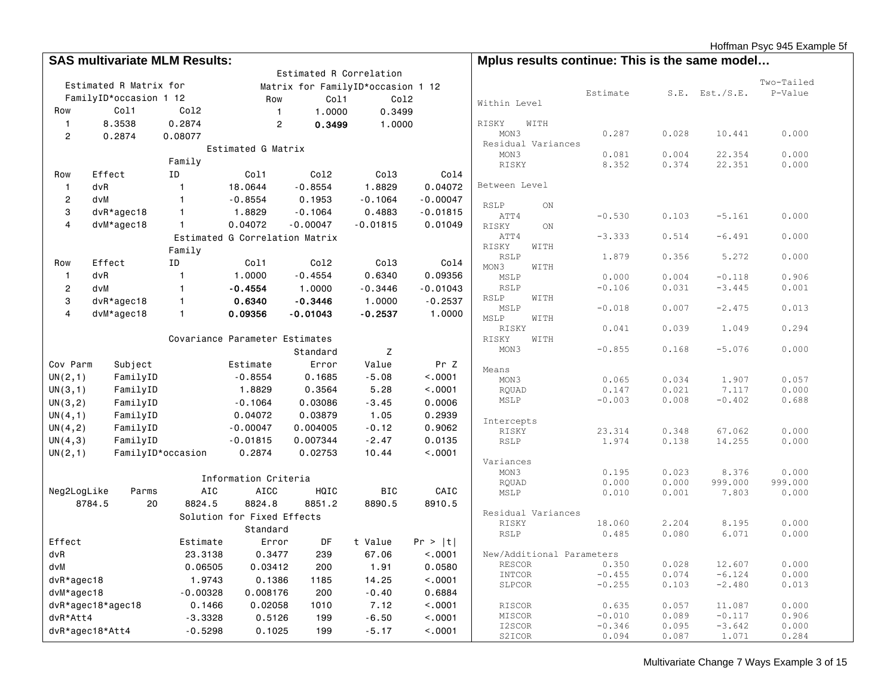## SAS multivariate MLM Results:

Estimated R Matrix for FamilyID*occasion 1 12

| Row | Col1 | Col2 |
|---|---|---|
| 1 | 8.3538 | 0.2874 |
| 2 | 0.2874 | 0.08077 |

Estimated R Correlation Matrix for FamilyID*occasion 1 12

| Row | Col1 | Col2 |
|---|---|---|
| 1 | 1.0000 | 0.3499 |
| 2 | **0.3499** | 1.0000 |

Estimated G Matrix

| Row | Effect | Family ID | Col1 | Col2 | Col3 | Col4 |
|---|---|---|---|---|---|---|
| 1 | dvR | 1 | 18.0644 | -0.8554 | 1.8829 | 0.04072 |
| 2 | dvM | 1 | -0.8554 | 0.1953 | -0.1064 | -0.00047 |
| 3 | dvR*agec18 | 1 | 1.8829 | -0.1064 | 0.4883 | -0.01815 |
| 4 | dvM*agec18 | 1 | 0.04072 | -0.00047 | -0.01815 | 0.01049 |

Estimated G Correlation Matrix

| Row | Effect | Family ID | Col1 | Col2 | Col3 | Col4 |
|---|---|---|---|---|---|---|
| 1 | dvR | 1 | 1.0000 | -0.4554 | 0.6340 | 0.09356 |
| 2 | dvM | 1 | **-0.4554** | 1.0000 | -0.3446 | -0.01043 |
| 3 | dvR*agec18 | 1 | **0.6340** | **-0.3446** | 1.0000 | -0.2537 |
| 4 | dvM*agec18 | 1 | **0.09356** | **-0.01043** | **-0.2537** | 1.0000 |

Covariance Parameter Estimates

| Cov Parm | Subject | Estimate | Standard Error | Z Value | Pr Z |
|---|---|---|---|---|---|
| UN(2,1) | FamilyID | -0.8554 | 0.1685 | -5.08 | <.0001 |
| UN(3,1) | FamilyID | 1.8829 | 0.3564 | 5.28 | <.0001 |
| UN(3,2) | FamilyID | -0.1064 | 0.03086 | -3.45 | 0.0006 |
| UN(4,1) | FamilyID | 0.04072 | 0.03879 | 1.05 | 0.2939 |
| UN(4,2) | FamilyID | -0.00047 | 0.004005 | -0.12 | 0.9062 |
| UN(4,3) | FamilyID | -0.01815 | 0.007344 | -2.47 | 0.0135 |
| UN(2,1) | FamilyID*occasion | 0.2874 | 0.02753 | 10.44 | <.0001 |

Information Criteria

| Neg2LogLike | Parms | AIC | AICC | HQIC | BIC | CAIC |
|---|---|---|---|---|---|---|
| 8784.5 | 20 | 8824.5 | 8824.8 | 8851.2 | 8890.5 | 8910.5 |

Solution for Fixed Effects

| Effect | Estimate | Standard Error | DF | t Value | Pr > \|t\| |
|---|---|---|---|---|---|
| dvR | 23.3138 | 0.3477 | 239 | 67.06 | <.0001 |
| dvM | 0.06505 | 0.03412 | 200 | 1.91 | 0.0580 |
| dvR*agec18 | 1.9743 | 0.1386 | 1185 | 14.25 | <.0001 |
| dvM*agec18 | -0.00328 | 0.008176 | 200 | -0.40 | 0.6884 |
| dvR*agec18*agec18 | 0.1466 | 0.02058 | 1010 | 7.12 | <.0001 |
| dvR*Att4 | -3.3328 | 0.5126 | 199 | -6.50 | <.0001 |
| dvR*agec18*Att4 | -0.5298 | 0.1025 | 199 | -5.17 | <.0001 |

## Mplus results continue: This is the same model…

```
                                                    Two-Tailed
                    Estimate       S.E.  Est./S.E.    P-Value
Within Level

 RISKY    WITH
    MON3               0.287      0.028     10.441      0.000

 Residual Variances
    MON3               0.081      0.004     22.354      0.000
    RISKY              8.352      0.374     22.351      0.000

Between Level

 RSLP       ON
    ATT4              -0.530      0.103     -5.161      0.000

 RISKY      ON
    ATT4              -3.333      0.514     -6.491      0.000

 RISKY    WITH
    RSLP               1.879      0.356      5.272      0.000

 MON3     WITH
    MSLP               0.000      0.004     -0.118      0.906
    RSLP              -0.106      0.031     -3.445      0.001

 RSLP     WITH
    MSLP              -0.018      0.007     -2.475      0.013

 MSLP     WITH
    RISKY              0.041      0.039      1.049      0.294

 RISKY    WITH
    MON3              -0.855      0.168     -5.076      0.000

 Means
    MON3               0.065      0.034      1.907      0.057
    RQUAD              0.147      0.021      7.117      0.000
    MSLP              -0.003      0.008     -0.402      0.688

 Intercepts
    RISKY             23.314      0.348     67.062      0.000
    RSLP               1.974      0.138     14.255      0.000

 Variances
    MON3               0.195      0.023      8.376      0.000
    RQUAD              0.000      0.000    999.000    999.000
    MSLP               0.010      0.001      7.803      0.000

 Residual Variances
    RISKY             18.060      2.204      8.195      0.000
    RSLP               0.485      0.080      6.071      0.000

New/Additional Parameters
    RESCOR             0.350      0.028     12.607      0.000
    INTCOR            -0.455      0.074     -6.124      0.000
    SLPCOR            -0.255      0.103     -2.480      0.013

    RISCOR             0.635      0.057     11.087      0.000
    MISCOR            -0.010      0.089     -0.117      0.906
    I2SCOR            -0.346      0.095     -3.642      0.000
    S2ICOR             0.094      0.087      1.071      0.284
```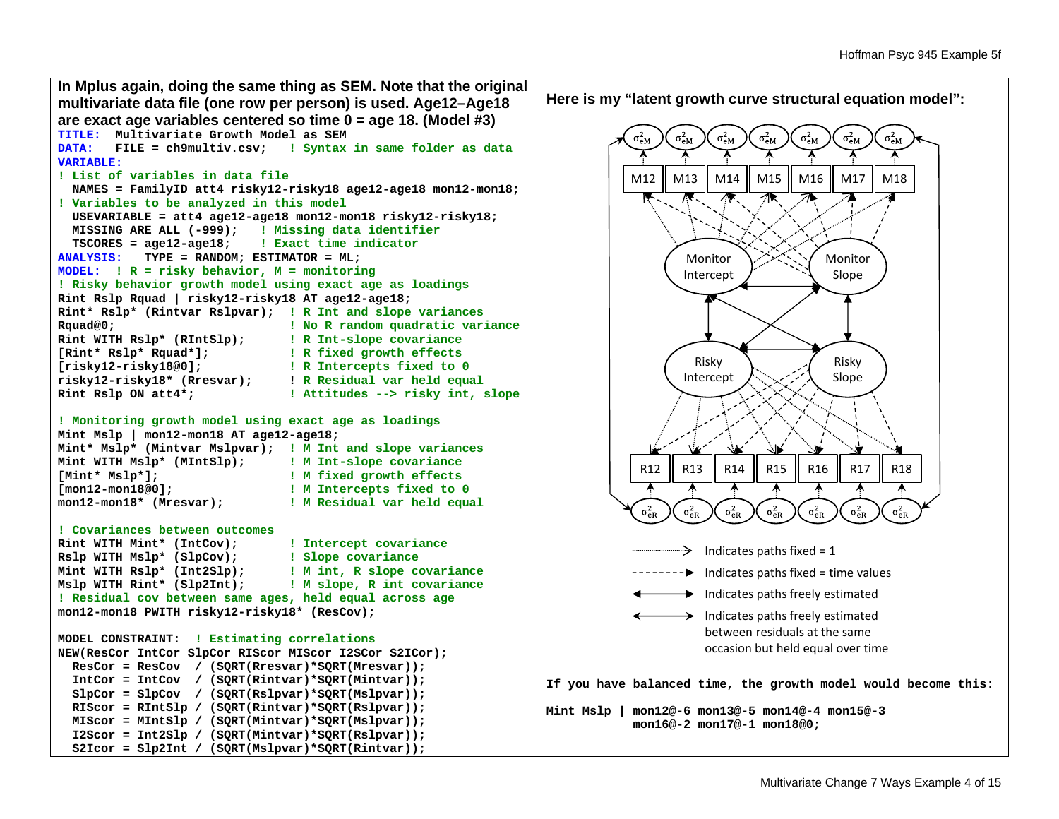**In Mplus again, doing the same thing as SEM. Note that the original multivariate data file (one row per person) is used. Age12–Age18 are exact age variables centered so time 0 = age 18. (Model #3)**

```
TITLE:  Multivariate Growth Model as SEM
DATA:   FILE = ch9multiv.csv;   ! Syntax in same folder as data
VARIABLE:
! List of variables in data file
  NAMES = FamilyID att4 risky12-risky18 age12-age18 mon12-mon18;
! Variables to be analyzed in this model
  USEVARIABLE = att4 age12-age18 mon12-mon18 risky12-risky18;
  MISSING ARE ALL (-999);   ! Missing data identifier
  TSCORES = age12-age18;    ! Exact time indicator
ANALYSIS:   TYPE = RANDOM; ESTIMATOR = ML;
MODEL:  ! R = risky behavior, M = monitoring
! Risky behavior growth model using exact age as loadings
Rint Rslp Rquad | risky12-risky18 AT age12-age18;
Rint* Rslp* (Rintvar Rslpvar);  ! R Int and slope variances
Rquad@0;                        ! No R random quadratic variance
Rint WITH Rslp* (RIntSlp);      ! R Int-slope covariance
[Rint* Rslp* Rquad*];           ! R fixed growth effects
[risky12-risky18@0];            ! R Intercepts fixed to 0
risky12-risky18* (Rresvar);     ! R Residual var held equal
Rint Rslp ON att4*;             ! Attitudes --> risky int, slope

! Monitoring growth model using exact age as loadings
Mint Mslp | mon12-mon18 AT age12-age18;
Mint* Mslp* (Mintvar Mslpvar);  ! M Int and slope variances
Mint WITH Mslp* (MIntSlp);      ! M Int-slope covariance
[Mint* Mslp*];                  ! M fixed growth effects
[mon12-mon18@0];                ! M Intercepts fixed to 0
mon12-mon18* (Mresvar);         ! M Residual var held equal

! Covariances between outcomes
Rint WITH Mint* (IntCov);       ! Intercept covariance
Rslp WITH Mslp* (SlpCov);       ! Slope covariance
Mint WITH Rslp* (Int2Slp);      ! M int, R slope covariance
Mslp WITH Rint* (Slp2Int);      ! M slope, R int covariance
! Residual cov between same ages, held equal across age
mon12-mon18 PWITH risky12-risky18* (ResCov);

MODEL CONSTRAINT:  ! Estimating correlations
NEW(ResCor IntCor SlpCor RIScor MIScor I2SCor S2ICor);
  ResCor = ResCov  / (SQRT(Rresvar)*SQRT(Mresvar));
  IntCor = IntCov  / (SQRT(Rintvar)*SQRT(Mintvar));
  SlpCor = SlpCov  / (SQRT(Rslpvar)*SQRT(Mslpvar));
  RIScor = RIntSlp / (SQRT(Rintvar)*SQRT(Rslpvar));
  MIScor = MIntSlp / (SQRT(Mintvar)*SQRT(Mslpvar));
  I2Scor = Int2Slp / (SQRT(Mintvar)*SQRT(Rslpvar));
  S2Icor = Slp2Int / (SQRT(Mslpvar)*SQRT(Rintvar));
```

**Here is my "latent growth curve structural equation model":**

Legend:
- Indicates paths fixed = 1
- Indicates paths fixed = time values
- Indicates paths freely estimated
- Indicates paths freely estimated between residuals at the same occasion but held equal over time

**If you have balanced time, the growth model would become this:**

```
Mint Mslp | mon12@-6 mon13@-5 mon14@-4 mon15@-3
            mon16@-2 mon17@-1 mon18@0;
```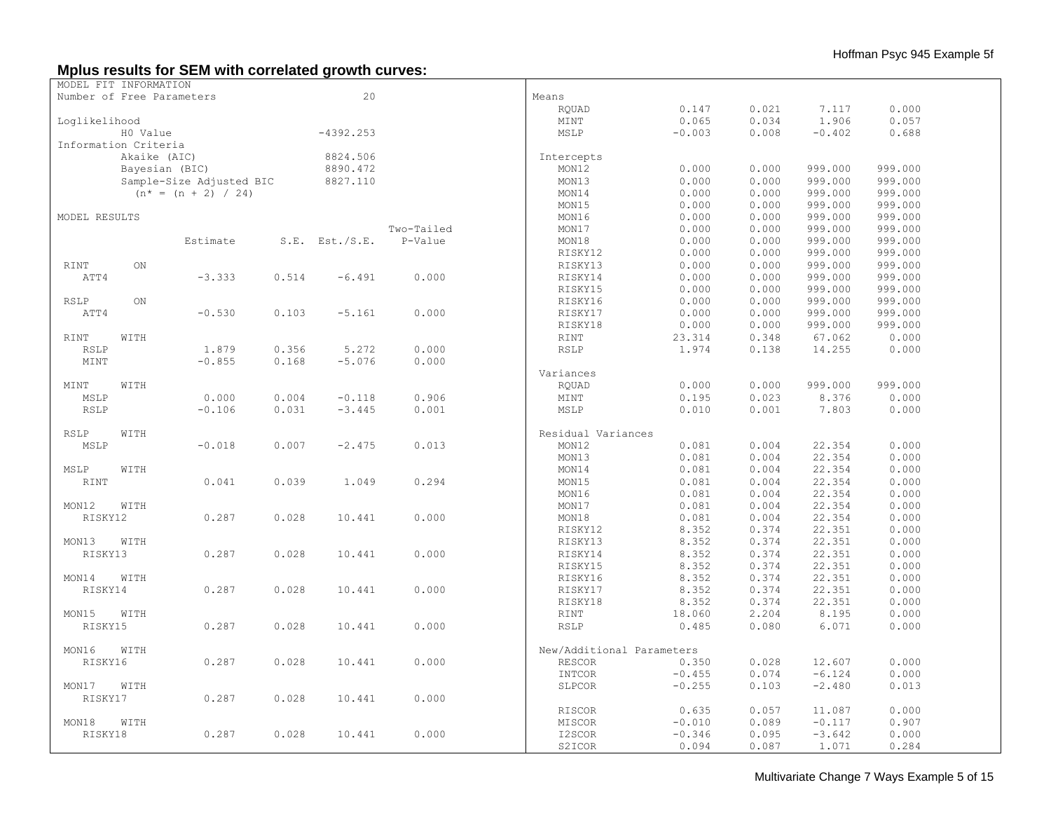## Mplus results for SEM with correlated growth curves:

```
MODEL FIT INFORMATION
Number of Free Parameters                       20

Loglikelihood
          H0 Value                       -4392.253
Information Criteria
          Akaike (AIC)                    8824.506
          Bayesian (BIC)                  8890.472
          Sample-Size Adjusted BIC        8827.110
            (n* = (n + 2) / 24)

MODEL RESULTS
                                                    Two-Tailed
                    Estimate       S.E.  Est./S.E.    P-Value

 RINT       ON
    ATT4              -3.333      0.514     -6.491      0.000

 RSLP       ON
    ATT4              -0.530      0.103     -5.161      0.000

 RINT     WITH
    RSLP               1.879      0.356      5.272      0.000
    MINT              -0.855      0.168     -5.076      0.000

 MINT     WITH
    MSLP               0.000      0.004     -0.118      0.906
    RSLP              -0.106      0.031     -3.445      0.001

 RSLP     WITH
    MSLP              -0.018      0.007     -2.475      0.013

 MSLP     WITH
    RINT               0.041      0.039      1.049      0.294

 MON12    WITH
    RISKY12            0.287      0.028     10.441      0.000

 MON13    WITH
    RISKY13            0.287      0.028     10.441      0.000

 MON14    WITH
    RISKY14            0.287      0.028     10.441      0.000

 MON15    WITH
    RISKY15            0.287      0.028     10.441      0.000

 MON16    WITH
    RISKY16            0.287      0.028     10.441      0.000

 MON17    WITH
    RISKY17            0.287      0.028     10.441      0.000

 MON18    WITH
    RISKY18            0.287      0.028     10.441      0.000

 Means
    RQUAD              0.147      0.021      7.117      0.000
    MINT               0.065      0.034      1.906      0.057
    MSLP              -0.003      0.008     -0.402      0.688

 Intercepts
    MON12              0.000      0.000    999.000    999.000
    MON13              0.000      0.000    999.000    999.000
    MON14              0.000      0.000    999.000    999.000
    MON15              0.000      0.000    999.000    999.000
    MON16              0.000      0.000    999.000    999.000
    MON17              0.000      0.000    999.000    999.000
    MON18              0.000      0.000    999.000    999.000
    RISKY12            0.000      0.000    999.000    999.000
    RISKY13            0.000      0.000    999.000    999.000
    RISKY14            0.000      0.000    999.000    999.000
    RISKY15            0.000      0.000    999.000    999.000
    RISKY16            0.000      0.000    999.000    999.000
    RISKY17            0.000      0.000    999.000    999.000
    RISKY18            0.000      0.000    999.000    999.000
    RINT              23.314      0.348     67.062      0.000
    RSLP               1.974      0.138     14.255      0.000

 Variances
    RQUAD              0.000      0.000    999.000    999.000
    MINT               0.195      0.023      8.376      0.000
    MSLP               0.010      0.001      7.803      0.000

 Residual Variances
    MON12              0.081      0.004     22.354      0.000
    MON13              0.081      0.004     22.354      0.000
    MON14              0.081      0.004     22.354      0.000
    MON15              0.081      0.004     22.354      0.000
    MON16              0.081      0.004     22.354      0.000
    MON17              0.081      0.004     22.354      0.000
    MON18              0.081      0.004     22.354      0.000
    RISKY12            8.352      0.374     22.351      0.000
    RISKY13            8.352      0.374     22.351      0.000
    RISKY14            8.352      0.374     22.351      0.000
    RISKY15            8.352      0.374     22.351      0.000
    RISKY16            8.352      0.374     22.351      0.000
    RISKY17            8.352      0.374     22.351      0.000
    RISKY18            8.352      0.374     22.351      0.000
    RINT              18.060      2.204      8.195      0.000
    RSLP               0.485      0.080      6.071      0.000

 New/Additional Parameters
    RESCOR             0.350      0.028     12.607      0.000
    INTCOR            -0.455      0.074     -6.124      0.000
    SLPCOR            -0.255      0.103     -2.480      0.013

    RISCOR             0.635      0.057     11.087      0.000
    MISCOR            -0.010      0.089     -0.117      0.907
    I2SCOR            -0.346      0.095     -3.642      0.000
    S2ICOR             0.094      0.087      1.071      0.284
```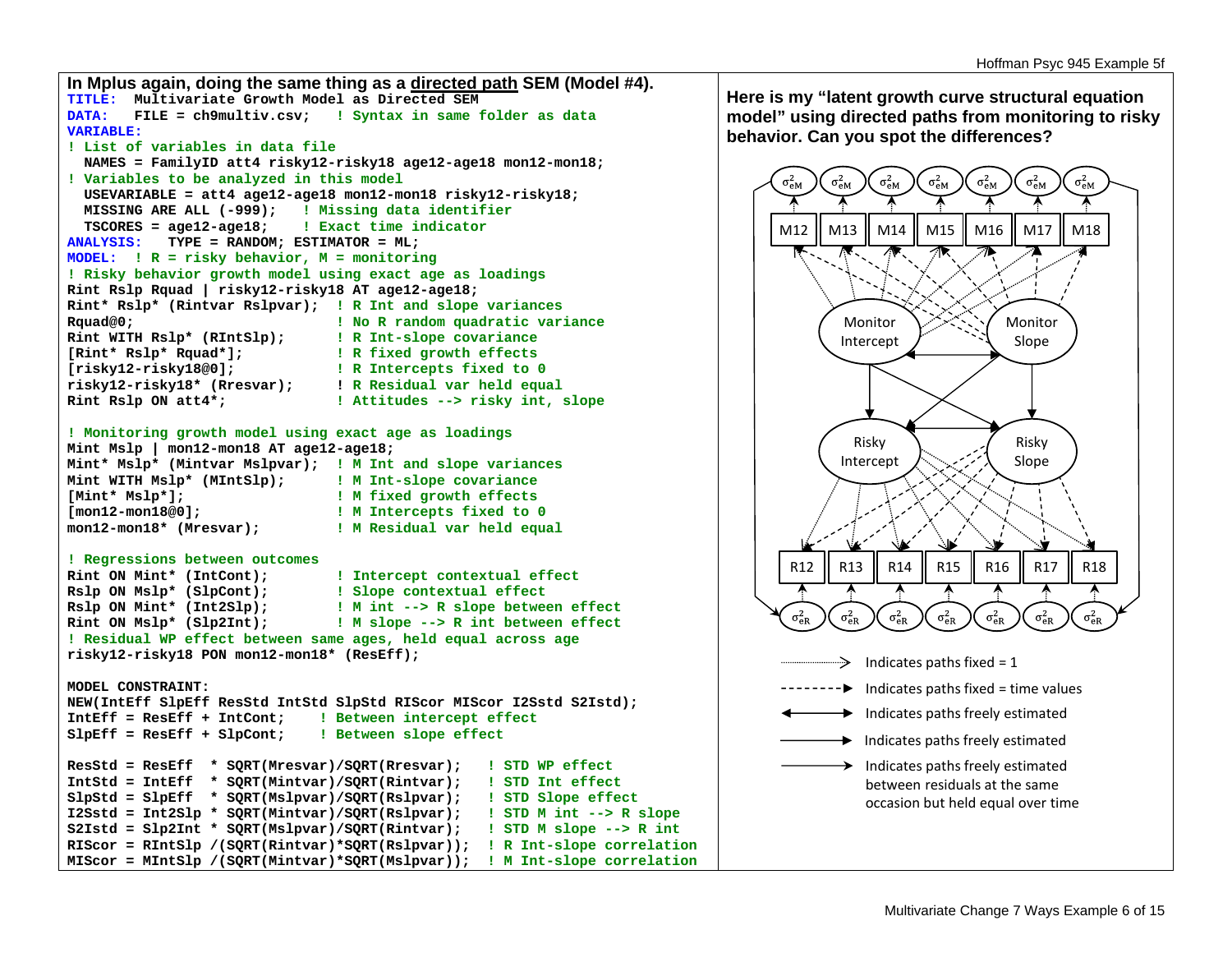**In Mplus again, doing the same thing as a directed path SEM (Model #4).**

```
TITLE:  Multivariate Growth Model as Directed SEM
DATA:   FILE = ch9multiv.csv;   ! Syntax in same folder as data
VARIABLE:
! List of variables in data file
  NAMES = FamilyID att4 risky12-risky18 age12-age18 mon12-mon18;
! Variables to be analyzed in this model
  USEVARIABLE = att4 age12-age18 mon12-mon18 risky12-risky18;
  MISSING ARE ALL (-999);   ! Missing data identifier
  TSCORES = age12-age18;    ! Exact time indicator
ANALYSIS:   TYPE = RANDOM; ESTIMATOR = ML;
MODEL:  ! R = risky behavior, M = monitoring
! Risky behavior growth model using exact age as loadings
Rint Rslp Rquad | risky12-risky18 AT age12-age18;
Rint* Rslp* (Rintvar Rslpvar);  ! R Int and slope variances
Rquad@0;                        ! No R random quadratic variance
Rint WITH Rslp* (RIntSlp);      ! R Int-slope covariance
[Rint* Rslp* Rquad*];           ! R fixed growth effects
[risky12-risky18@0];            ! R Intercepts fixed to 0
risky12-risky18* (Rresvar);     ! R Residual var held equal
Rint Rslp ON att4*;             ! Attitudes --> risky int, slope

! Monitoring growth model using exact age as loadings
Mint Mslp | mon12-mon18 AT age12-age18;
Mint* Mslp* (Mintvar Mslpvar);  ! M Int and slope variances
Mint WITH Mslp* (MIntSlp);      ! M Int-slope covariance
[Mint* Mslp*];                  ! M fixed growth effects
[mon12-mon18@0];                ! M Intercepts fixed to 0
mon12-mon18* (Mresvar);         ! M Residual var held equal

! Regressions between outcomes
Rint ON Mint* (IntCont);        ! Intercept contextual effect
Rslp ON Mslp* (SlpCont);        ! Slope contextual effect
Rslp ON Mint* (Int2Slp);        ! M int --> R slope between effect
Rint ON Mslp* (Slp2Int);        ! M slope --> R int between effect
! Residual WP effect between same ages, held equal across age
risky12-risky18 PON mon12-mon18* (ResEff);

MODEL CONSTRAINT:
NEW(IntEff SlpEff ResStd IntStd SlpStd RIScor MIScor I2Sstd S2Istd);
IntEff = ResEff + IntCont;    ! Between intercept effect
SlpEff = ResEff + SlpCont;    ! Between slope effect

ResStd = ResEff  * SQRT(Mresvar)/SQRT(Rresvar);   ! STD WP effect
IntStd = IntEff  * SQRT(Mintvar)/SQRT(Rintvar);   ! STD Int effect
SlpStd = SlpEff  * SQRT(Mslpvar)/SQRT(Rslpvar);   ! STD Slope effect
I2Sstd = Int2Slp * SQRT(Mintvar)/SQRT(Rslpvar);   ! STD M int --> R slope
S2Istd = Slp2Int * SQRT(Mslpvar)/SQRT(Rintvar);   ! STD M slope --> R int
RIScor = RIntSlp /(SQRT(Rintvar)*SQRT(Rslpvar));  ! R Int-slope correlation
MIScor = MIntSlp /(SQRT(Mintvar)*SQRT(Mslpvar));  ! M Int-slope correlation
```

**Here is my "latent growth curve structural equation model" using directed paths from monitoring to risky behavior. Can you spot the differences?**

Legend:
- Dotted arrow: Indicates paths fixed = 1
- Dashed arrow: Indicates paths fixed = time values
- Double-headed arrow: Indicates paths freely estimated
- Solid single-headed arrow: Indicates paths freely estimated
- Arrow between residuals: Indicates paths freely estimated between residuals at the same occasion but held equal over time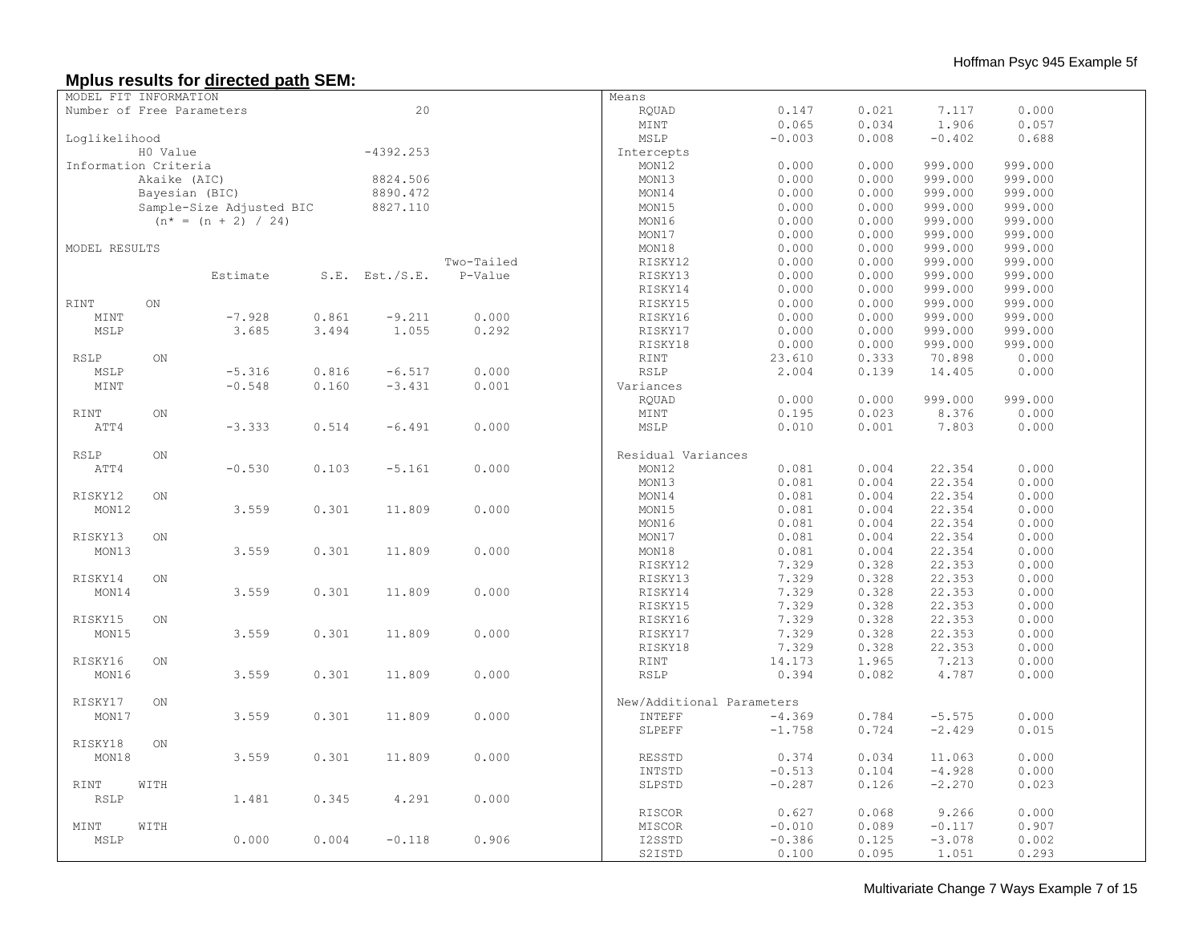**Mplus results for <u>directed path</u> SEM:**

```
MODEL FIT INFORMATION
Number of Free Parameters                       20

Loglikelihood
          H0 Value                       -4392.253
Information Criteria
          Akaike (AIC)                    8824.506
          Bayesian (BIC)                  8890.472
          Sample-Size Adjusted BIC        8827.110
            (n* = (n + 2) / 24)

MODEL RESULTS
                                                    Two-Tailed
                    Estimate       S.E.  Est./S.E.    P-Value

 RINT       ON
    MINT              -7.928      0.861     -9.211      0.000
    MSLP               3.685      3.494      1.055      0.292

 RSLP       ON
    MSLP              -5.316      0.816     -6.517      0.000
    MINT              -0.548      0.160     -3.431      0.001

 RINT       ON
    ATT4              -3.333      0.514     -6.491      0.000

 RSLP       ON
    ATT4              -0.530      0.103     -5.161      0.000

 RISKY12    ON
    MON12              3.559      0.301     11.809      0.000

 RISKY13    ON
    MON13              3.559      0.301     11.809      0.000

 RISKY14    ON
    MON14              3.559      0.301     11.809      0.000

 RISKY15    ON
    MON15              3.559      0.301     11.809      0.000

 RISKY16    ON
    MON16              3.559      0.301     11.809      0.000

 RISKY17    ON
    MON17              3.559      0.301     11.809      0.000

 RISKY18    ON
    MON18              3.559      0.301     11.809      0.000

 RINT     WITH
    RSLP               1.481      0.345      4.291      0.000

 MINT     WITH
    MSLP               0.000      0.004     -0.118      0.906

 Means
    RQUAD              0.147      0.021      7.117      0.000
    MINT               0.065      0.034      1.906      0.057
    MSLP              -0.003      0.008     -0.402      0.688
 Intercepts
    MON12              0.000      0.000    999.000    999.000
    MON13              0.000      0.000    999.000    999.000
    MON14              0.000      0.000    999.000    999.000
    MON15              0.000      0.000    999.000    999.000
    MON16              0.000      0.000    999.000    999.000
    MON17              0.000      0.000    999.000    999.000
    MON18              0.000      0.000    999.000    999.000
    RISKY12            0.000      0.000    999.000    999.000
    RISKY13            0.000      0.000    999.000    999.000
    RISKY14            0.000      0.000    999.000    999.000
    RISKY15            0.000      0.000    999.000    999.000
    RISKY16            0.000      0.000    999.000    999.000
    RISKY17            0.000      0.000    999.000    999.000
    RISKY18            0.000      0.000    999.000    999.000
    RINT              23.610      0.333     70.898      0.000
    RSLP               2.004      0.139     14.405      0.000
 Variances
    RQUAD              0.000      0.000    999.000    999.000
    MINT               0.195      0.023      8.376      0.000
    MSLP               0.010      0.001      7.803      0.000

 Residual Variances
    MON12              0.081      0.004     22.354      0.000
    MON13              0.081      0.004     22.354      0.000
    MON14              0.081      0.004     22.354      0.000
    MON15              0.081      0.004     22.354      0.000
    MON16              0.081      0.004     22.354      0.000
    MON17              0.081      0.004     22.354      0.000
    MON18              0.081      0.004     22.354      0.000
    RISKY12            7.329      0.328     22.353      0.000
    RISKY13            7.329      0.328     22.353      0.000
    RISKY14            7.329      0.328     22.353      0.000
    RISKY15            7.329      0.328     22.353      0.000
    RISKY16            7.329      0.328     22.353      0.000
    RISKY17            7.329      0.328     22.353      0.000
    RISKY18            7.329      0.328     22.353      0.000
    RINT              14.173      1.965      7.213      0.000
    RSLP               0.394      0.082      4.787      0.000

 New/Additional Parameters
    INTEFF            -4.369      0.784     -5.575      0.000
    SLPEFF            -1.758      0.724     -2.429      0.015

    RESSTD             0.374      0.034     11.063      0.000
    INTSTD            -0.513      0.104     -4.928      0.000
    SLPSTD            -0.287      0.126     -2.270      0.023

    RISCOR             0.627      0.068      9.266      0.000
    MISCOR            -0.010      0.089     -0.117      0.907
    I2SSTD            -0.386      0.125     -3.078      0.002
    S2ISTD             0.100      0.095      1.051      0.293
```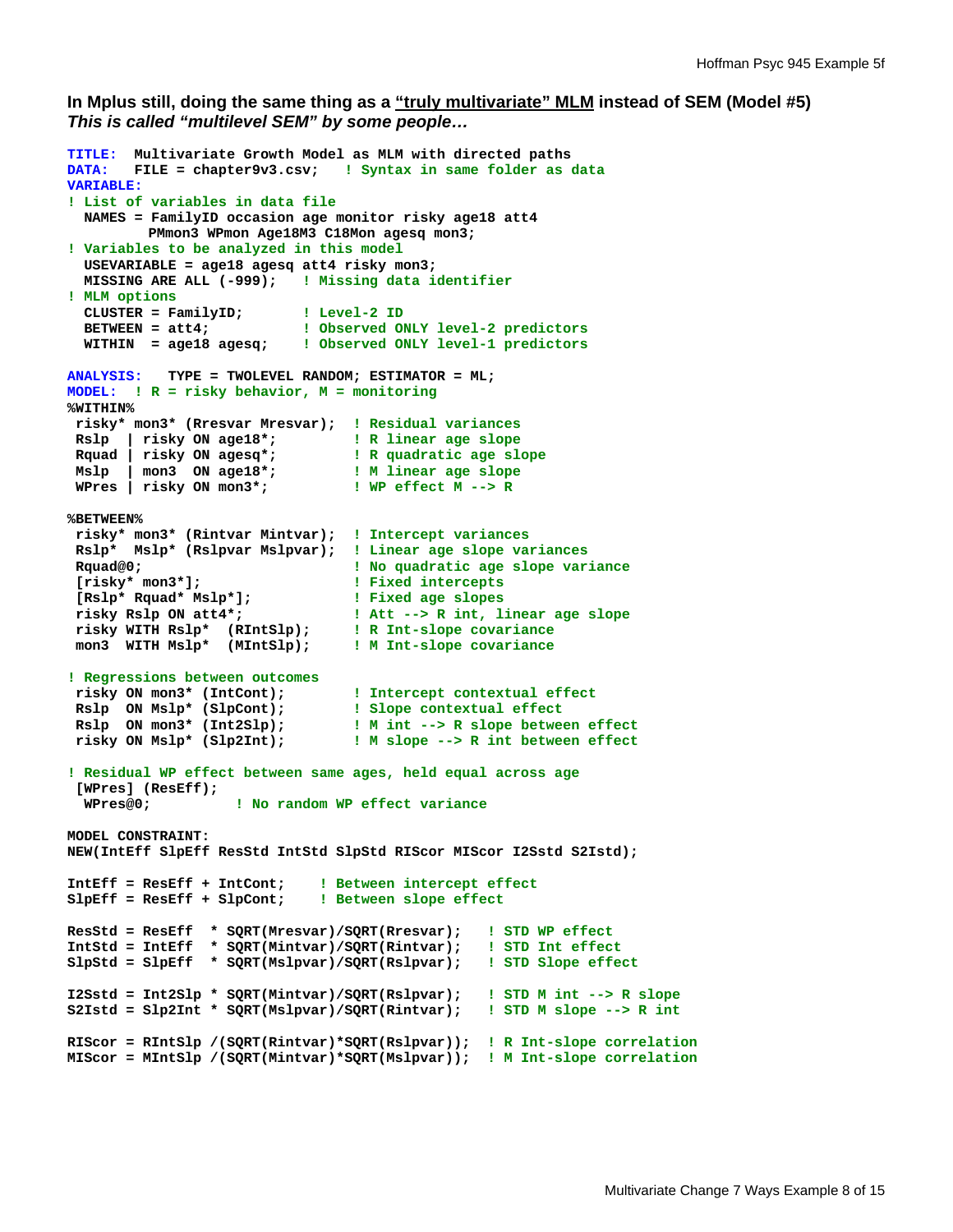**In Mplus still, doing the same thing as a "truly multivariate" MLM instead of SEM (Model #5)**
***This is called "multilevel SEM" by some people…***

```
TITLE:  Multivariate Growth Model as MLM with directed paths
DATA:   FILE = chapter9v3.csv;   ! Syntax in same folder as data
VARIABLE:
! List of variables in data file
  NAMES = FamilyID occasion age monitor risky age18 att4
          PMmon3 WPmon Age18M3 C18Mon agesq mon3;
! Variables to be analyzed in this model
  USEVARIABLE = age18 agesq att4 risky mon3;
  MISSING ARE ALL (-999);   ! Missing data identifier
! MLM options
  CLUSTER = FamilyID;       ! Level-2 ID
  BETWEEN = att4;           ! Observed ONLY level-2 predictors
  WITHIN  = age18 agesq;    ! Observed ONLY level-1 predictors

ANALYSIS:   TYPE = TWOLEVEL RANDOM; ESTIMATOR = ML;
MODEL:  ! R = risky behavior, M = monitoring
%WITHIN%
 risky* mon3* (Rresvar Mresvar);  ! Residual variances
 Rslp  | risky ON age18*;         ! R linear age slope
 Rquad | risky ON agesq*;         ! R quadratic age slope
 Mslp  | mon3  ON age18*;         ! M linear age slope
 WPres | risky ON mon3*;          ! WP effect M --> R

%BETWEEN%
 risky* mon3* (Rintvar Mintvar);  ! Intercept variances
 Rslp*  Mslp* (Rslpvar Mslpvar);  ! Linear age slope variances
 Rquad@0;                         ! No quadratic age slope variance
 [risky* mon3*];                  ! Fixed intercepts
 [Rslp* Rquad* Mslp*];            ! Fixed age slopes
 risky Rslp ON att4*;             ! Att --> R int, linear age slope
 risky WITH Rslp*  (RIntSlp);     ! R Int-slope covariance
 mon3  WITH Mslp*  (MIntSlp);     ! M Int-slope covariance

! Regressions between outcomes
 risky ON mon3* (IntCont);        ! Intercept contextual effect
 Rslp  ON Mslp* (SlpCont);        ! Slope contextual effect
 Rslp  ON mon3* (Int2Slp);        ! M int --> R slope between effect
 risky ON Mslp* (Slp2Int);        ! M slope --> R int between effect

! Residual WP effect between same ages, held equal across age
 [WPres] (ResEff);
  WPres@0;          ! No random WP effect variance

MODEL CONSTRAINT:
NEW(IntEff SlpEff ResStd IntStd SlpStd RIScor MIScor I2Sstd S2Istd);

IntEff = ResEff + IntCont;    ! Between intercept effect
SlpEff = ResEff + SlpCont;    ! Between slope effect

ResStd = ResEff  * SQRT(Mresvar)/SQRT(Rresvar);   ! STD WP effect
IntStd = IntEff  * SQRT(Mintvar)/SQRT(Rintvar);   ! STD Int effect
SlpStd = SlpEff  * SQRT(Mslpvar)/SQRT(Rslpvar);   ! STD Slope effect

I2Sstd = Int2Slp * SQRT(Mintvar)/SQRT(Rslpvar);   ! STD M int --> R slope
S2Istd = Slp2Int * SQRT(Mslpvar)/SQRT(Rintvar);   ! STD M slope --> R int

RIScor = RIntSlp /(SQRT(Rintvar)*SQRT(Rslpvar));  ! R Int-slope correlation
MIScor = MIntSlp /(SQRT(Mintvar)*SQRT(Mslpvar));  ! M Int-slope correlation
```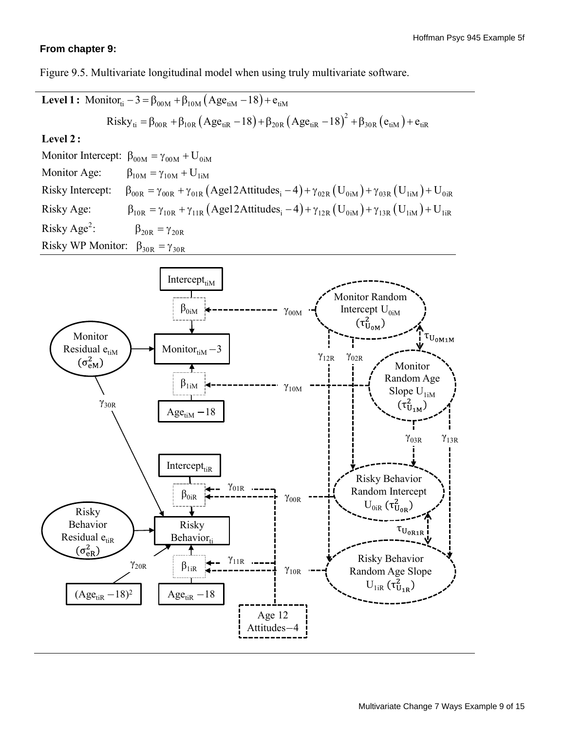**From chapter 9:**

Figure 9.5. Multivariate longitudinal model when using truly multivariate software.

**Level 1:**

$$\text{Monitor}_{ti} - 3 = \beta_{00M} + \beta_{10M}\left(\text{Age}_{tiM} - 18\right) + e_{tiM}$$

$$\text{Risky}_{ti} = \beta_{00R} + \beta_{10R}\left(\text{Age}_{tiR} - 18\right) + \beta_{20R}\left(\text{Age}_{tiR} - 18\right)^2 + \beta_{30R}\left(e_{tiM}\right) + e_{tiR}$$

**Level 2:**

Monitor Intercept: $\beta_{00M} = \gamma_{00M} + U_{0iM}$

Monitor Age: $\beta_{10M} = \gamma_{10M} + U_{1iM}$

Risky Intercept: $\beta_{00R} = \gamma_{00R} + \gamma_{01R}\left(\text{Age12Attitudes}_i - 4\right) + \gamma_{02R}\left(U_{0iM}\right) + \gamma_{03R}\left(U_{1iM}\right) + U_{0iR}$

Risky Age: $\beta_{10R} = \gamma_{10R} + \gamma_{11R}\left(\text{Age12Attitudes}_i - 4\right) + \gamma_{12R}\left(U_{0iM}\right) + \gamma_{13R}\left(U_{1iM}\right) + U_{1iR}$

Risky Age$^2$: $\beta_{20R} = \gamma_{20R}$

Risky WP Monitor: $\beta_{30R} = \gamma_{30R}$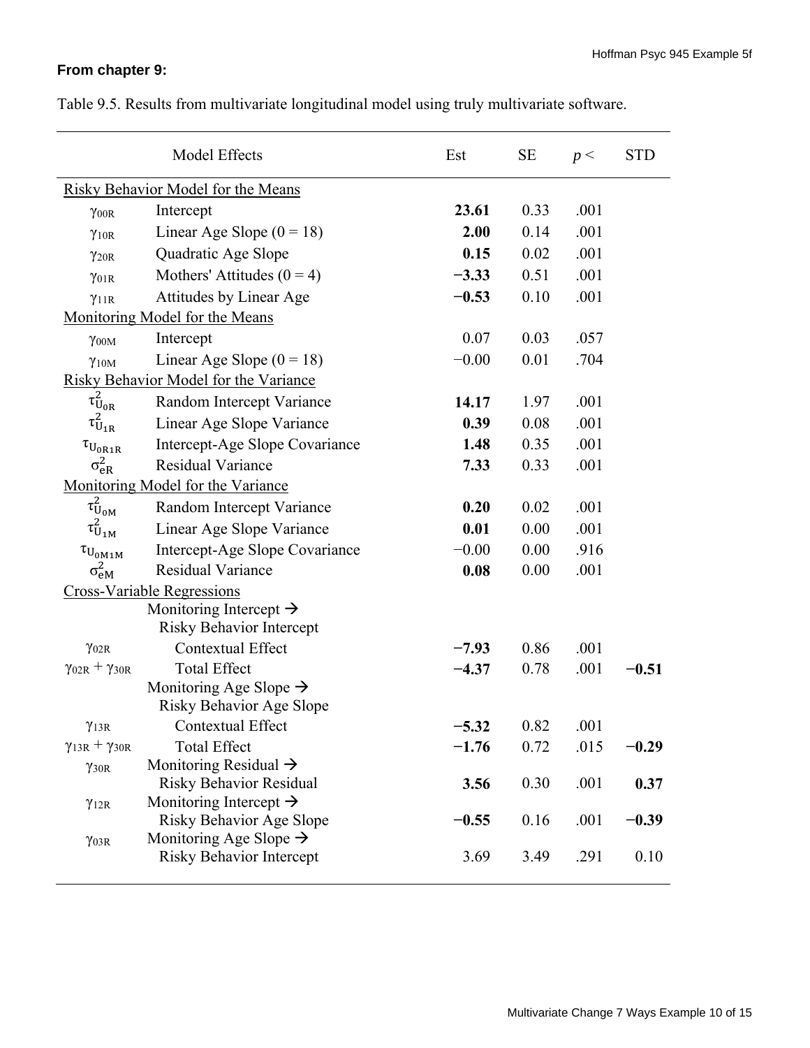**From chapter 9:**

Table 9.5. Results from multivariate longitudinal model using truly multivariate software.

| | Model Effects | Est | SE | $p <$ | STD |
|---|---|---|---|---|---|
| Risky Behavior Model for the Means | | | | | |
| $\gamma_{00R}$ | Intercept | **23.61** | 0.33 | .001 | |
| $\gamma_{10R}$ | Linear Age Slope (0 = 18) | **2.00** | 0.14 | .001 | |
| $\gamma_{20R}$ | Quadratic Age Slope | **0.15** | 0.02 | .001 | |
| $\gamma_{01R}$ | Mothers' Attitudes (0 = 4) | **−3.33** | 0.51 | .001 | |
| $\gamma_{11R}$ | Attitudes by Linear Age | **−0.53** | 0.10 | .001 | |
| Monitoring Model for the Means | | | | | |
| $\gamma_{00M}$ | Intercept | 0.07 | 0.03 | .057 | |
| $\gamma_{10M}$ | Linear Age Slope (0 = 18) | −0.00 | 0.01 | .704 | |
| Risky Behavior Model for the Variance | | | | | |
| $\tau^2_{U_{0R}}$ | Random Intercept Variance | **14.17** | 1.97 | .001 | |
| $\tau^2_{U_{1R}}$ | Linear Age Slope Variance | **0.39** | 0.08 | .001 | |
| $\tau_{U_{0R1R}}$ | Intercept-Age Slope Covariance | **1.48** | 0.35 | .001 | |
| $\sigma^2_{eR}$ | Residual Variance | **7.33** | 0.33 | .001 | |
| Monitoring Model for the Variance | | | | | |
| $\tau^2_{U_{0M}}$ | Random Intercept Variance | **0.20** | 0.02 | .001 | |
| $\tau^2_{U_{1M}}$ | Linear Age Slope Variance | **0.01** | 0.00 | .001 | |
| $\tau_{U_{0M1M}}$ | Intercept-Age Slope Covariance | −0.00 | 0.00 | .916 | |
| $\sigma^2_{eM}$ | Residual Variance | **0.08** | 0.00 | .001 | |
| Cross-Variable Regressions | | | | | |
| | Monitoring Intercept → Risky Behavior Intercept | | | | |
| $\gamma_{02R}$ | Contextual Effect | **−7.93** | 0.86 | .001 | |
| $\gamma_{02R} + \gamma_{30R}$ | Total Effect | **−4.37** | 0.78 | .001 | **−0.51** |
| | Monitoring Age Slope → Risky Behavior Age Slope | | | | |
| $\gamma_{13R}$ | Contextual Effect | **−5.32** | 0.82 | .001 | |
| $\gamma_{13R} + \gamma_{30R}$ | Total Effect | **−1.76** | 0.72 | .015 | **−0.29** |
| $\gamma_{30R}$ | Monitoring Residual → Risky Behavior Residual | **3.56** | 0.30 | .001 | **0.37** |
| $\gamma_{12R}$ | Monitoring Intercept → Risky Behavior Age Slope | **−0.55** | 0.16 | .001 | **−0.39** |
| $\gamma_{03R}$ | Monitoring Age Slope → Risky Behavior Intercept | 3.69 | 3.49 | .291 | 0.10 |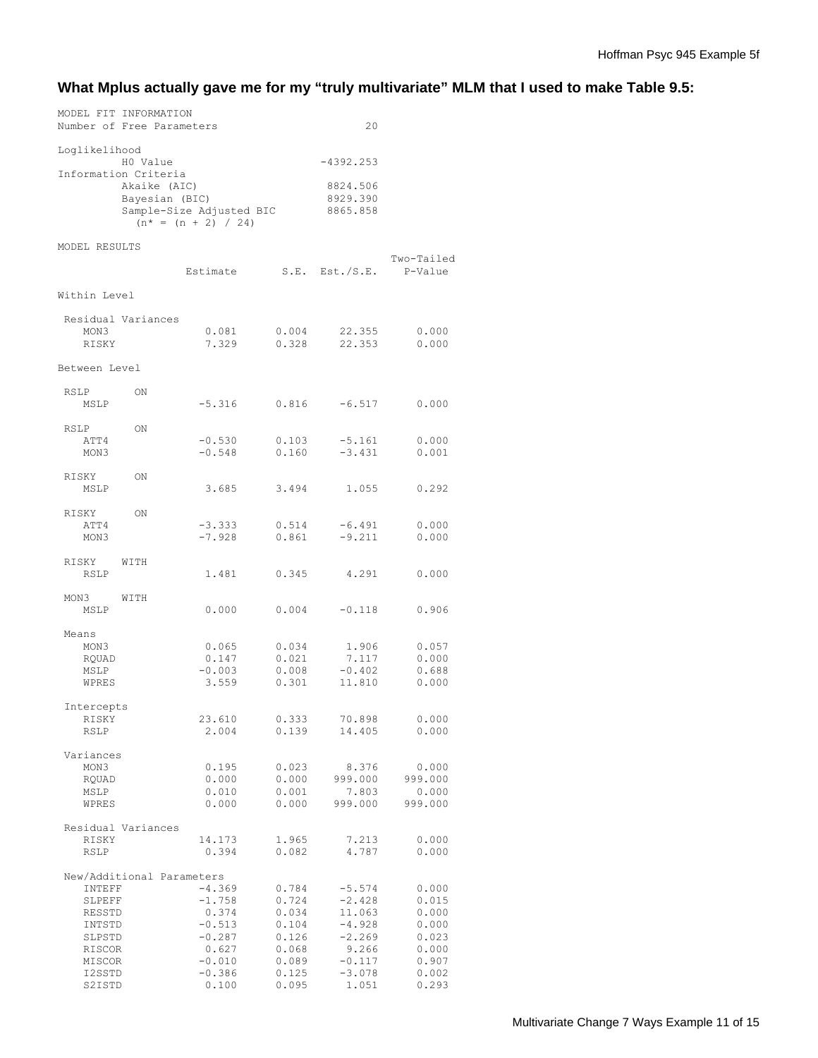**What Mplus actually gave me for my "truly multivariate" MLM that I used to make Table 9.5:**

```
MODEL FIT INFORMATION
Number of Free Parameters                       20

Loglikelihood
          H0 Value                       -4392.253
Information Criteria
          Akaike (AIC)                    8824.506
          Bayesian (BIC)                  8929.390
          Sample-Size Adjusted BIC        8865.858
            (n* = (n + 2) / 24)

MODEL RESULTS
                                                    Two-Tailed
                    Estimate       S.E.  Est./S.E.    P-Value

Within Level

 Residual Variances
    MON3               0.081      0.004     22.355      0.000
    RISKY              7.329      0.328     22.353      0.000

Between Level

 RSLP       ON
    MSLP              -5.316      0.816     -6.517      0.000

 RSLP       ON
    ATT4              -0.530      0.103     -5.161      0.000
    MON3              -0.548      0.160     -3.431      0.001

 RISKY      ON
    MSLP               3.685      3.494      1.055      0.292

 RISKY      ON
    ATT4              -3.333      0.514     -6.491      0.000
    MON3              -7.928      0.861     -9.211      0.000

 RISKY    WITH
    RSLP               1.481      0.345      4.291      0.000

 MON3     WITH
    MSLP               0.000      0.004     -0.118      0.906

 Means
    MON3               0.065      0.034      1.906      0.057
    RQUAD              0.147      0.021      7.117      0.000
    MSLP              -0.003      0.008     -0.402      0.688
    WPRES              3.559      0.301     11.810      0.000

 Intercepts
    RISKY             23.610      0.333     70.898      0.000
    RSLP               2.004      0.139     14.405      0.000

 Variances
    MON3               0.195      0.023      8.376      0.000
    RQUAD              0.000      0.000    999.000    999.000
    MSLP               0.010      0.001      7.803      0.000
    WPRES              0.000      0.000    999.000    999.000

 Residual Variances
    RISKY             14.173      1.965      7.213      0.000
    RSLP               0.394      0.082      4.787      0.000

 New/Additional Parameters
    INTEFF            -4.369      0.784     -5.574      0.000
    SLPEFF            -1.758      0.724     -2.428      0.015
    RESSTD             0.374      0.034     11.063      0.000
    INTSTD            -0.513      0.104     -4.928      0.000
    SLPSTD            -0.287      0.126     -2.269      0.023
    RISCOR             0.627      0.068      9.266      0.000
    MISCOR            -0.010      0.089     -0.117      0.907
    I2SSTD            -0.386      0.125     -3.078      0.002
    S2ISTD             0.100      0.095      1.051      0.293
```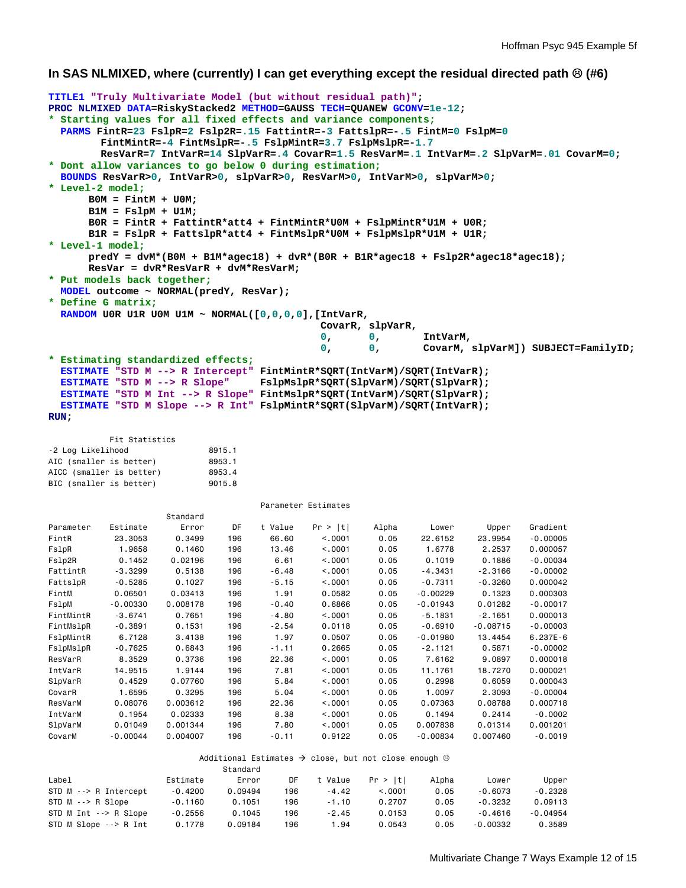**In SAS NLMIXED, where (currently) I can get everything except the residual directed path ☹ (#6)**

```
TITLE1 "Truly Multivariate Model (but without residual path)";
PROC NLMIXED DATA=RiskyStacked2 METHOD=GAUSS TECH=QUANEW GCONV=1e-12;
* Starting values for all fixed effects and variance components;
  PARMS FintR=23 FslpR=2 Fslp2R=.15 FattintR=-3 FattslpR=-.5 FintM=0 FslpM=0
        FintMintR=-4 FintMslpR=-.5 FslpMintR=3.7 FslpMslpR=-1.7
        ResVarR=7 IntVarR=14 SlpVarR=.4 CovarR=1.5 ResVarM=.1 IntVarM=.2 SlpVarM=.01 CovarM=0;
* Dont allow variances to go below 0 during estimation;
  BOUNDS ResVarR>0, IntVarR>0, slpVarR>0, ResVarM>0, IntVarM>0, slpVarM>0;
* Level-2 model;
      B0M = FintM + U0M;
      B1M = FslpM + U1M;
      B0R = FintR + FattintR*att4 + FintMintR*U0M + FslpMintR*U1M + U0R;
      B1R = FslpR + FattslpR*att4 + FintMslpR*U0M + FslpMslpR*U1M + U1R;
* Level-1 model;
      predY = dvM*(B0M + B1M*agec18) + dvR*(B0R + B1R*agec18 + Fslp2R*agec18*agec18);
      ResVar = dvR*ResVarR + dvM*ResVarM;
* Put models back together;
  MODEL outcome ~ NORMAL(predY, ResVar);
* Define G matrix;
  RANDOM U0R U1R U0M U1M ~ NORMAL([0,0,0,0],[IntVarR,
                                             CovarR, slpVarR,
                                             0,      0,      IntVarM,
                                             0,      0,      CovarM, slpVarM]) SUBJECT=FamilyID;
* Estimating standardized effects;
  ESTIMATE "STD M --> R Intercept" FintMintR*SQRT(IntVarM)/SQRT(IntVarR);
  ESTIMATE "STD M --> R Slope"     FslpMslpR*SQRT(SlpVarM)/SQRT(SlpVarR);
  ESTIMATE "STD M Int --> R Slope" FintMslpR*SQRT(IntVarM)/SQRT(SlpVarR);
  ESTIMATE "STD M Slope --> R Int" FslpMintR*SQRT(SlpVarM)/SQRT(IntVarR);
RUN;
```

Fit Statistics

| | |
|---|---|
| -2 Log Likelihood | 8915.1 |
| AIC (smaller is better) | 8953.1 |
| AICC (smaller is better) | 8953.4 |
| BIC (smaller is better) | 9015.8 |

Parameter Estimates

| Parameter | Estimate | Standard Error | DF | t Value | Pr > \|t\| | Alpha | Lower | Upper | Gradient |
|---|---|---|---|---|---|---|---|---|---|
| FintR | 23.3053 | 0.3499 | 196 | 66.60 | <.0001 | 0.05 | 22.6152 | 23.9954 | -0.00005 |
| FslpR | 1.9658 | 0.1460 | 196 | 13.46 | <.0001 | 0.05 | 1.6778 | 2.2537 | 0.000057 |
| Fslp2R | 0.1452 | 0.02196 | 196 | 6.61 | <.0001 | 0.05 | 0.1019 | 0.1886 | -0.00034 |
| FattintR | -3.3299 | 0.5138 | 196 | -6.48 | <.0001 | 0.05 | -4.3431 | -2.3166 | -0.00002 |
| FattslpR | -0.5285 | 0.1027 | 196 | -5.15 | <.0001 | 0.05 | -0.7311 | -0.3260 | 0.000042 |
| FintM | 0.06501 | 0.03413 | 196 | 1.91 | 0.0582 | 0.05 | -0.00229 | 0.1323 | 0.000303 |
| FslpM | -0.00330 | 0.008178 | 196 | -0.40 | 0.6866 | 0.05 | -0.01943 | 0.01282 | -0.00017 |
| FintMintR | -3.6741 | 0.7651 | 196 | -4.80 | <.0001 | 0.05 | -5.1831 | -2.1651 | 0.000013 |
| FintMslpR | -0.3891 | 0.1531 | 196 | -2.54 | 0.0118 | 0.05 | -0.6910 | -0.08715 | -0.00003 |
| FslpMintR | 6.7128 | 3.4138 | 196 | 1.97 | 0.0507 | 0.05 | -0.01980 | 13.4454 | 6.237E-6 |
| FslpMslpR | -0.7625 | 0.6843 | 196 | -1.11 | 0.2665 | 0.05 | -2.1121 | 0.5871 | -0.00002 |
| ResVarR | 8.3529 | 0.3736 | 196 | 22.36 | <.0001 | 0.05 | 7.6162 | 9.0897 | 0.000018 |
| IntVarR | 14.9515 | 1.9144 | 196 | 7.81 | <.0001 | 0.05 | 11.1761 | 18.7270 | 0.000021 |
| SlpVarR | 0.4529 | 0.07760 | 196 | 5.84 | <.0001 | 0.05 | 0.2998 | 0.6059 | 0.000043 |
| CovarR | 1.6595 | 0.3295 | 196 | 5.04 | <.0001 | 0.05 | 1.0097 | 2.3093 | -0.00004 |
| ResVarM | 0.08076 | 0.003612 | 196 | 22.36 | <.0001 | 0.05 | 0.07363 | 0.08788 | 0.000718 |
| IntVarM | 0.1954 | 0.02333 | 196 | 8.38 | <.0001 | 0.05 | 0.1494 | 0.2414 | -0.0002 |
| SlpVarM | 0.01049 | 0.001344 | 196 | 7.80 | <.0001 | 0.05 | 0.007838 | 0.01314 | 0.001201 |
| CovarM | -0.00044 | 0.004007 | 196 | -0.11 | 0.9122 | 0.05 | -0.00834 | 0.007460 | -0.0019 |

Additional Estimates → close, but not close enough ☹

| Label | Estimate | Standard Error | DF | t Value | Pr > \|t\| | Alpha | Lower | Upper |
|---|---|---|---|---|---|---|---|---|
| STD M --> R Intercept | -0.4200 | 0.09494 | 196 | -4.42 | <.0001 | 0.05 | -0.6073 | -0.2328 |
| STD M --> R Slope | -0.1160 | 0.1051 | 196 | -1.10 | 0.2707 | 0.05 | -0.3232 | 0.09113 |
| STD M Int --> R Slope | -0.2556 | 0.1045 | 196 | -2.45 | 0.0153 | 0.05 | -0.4616 | -0.04954 |
| STD M Slope --> R Int | 0.1778 | 0.09184 | 196 | 1.94 | 0.0543 | 0.05 | -0.00332 | 0.3589 |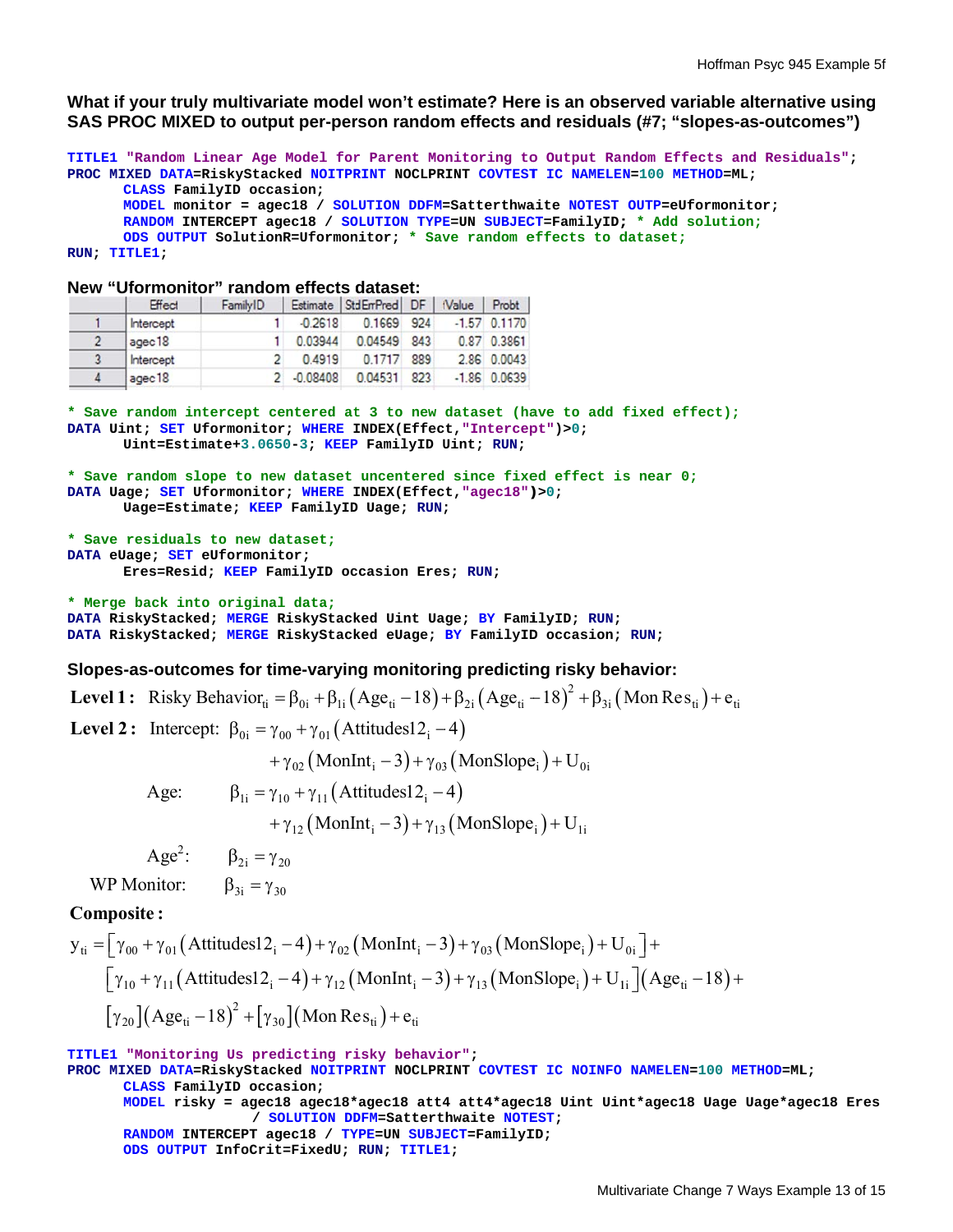**What if your truly multivariate model won't estimate? Here is an observed variable alternative using SAS PROC MIXED to output per-person random effects and residuals (#7; "slopes-as-outcomes")**

```
TITLE1 "Random Linear Age Model for Parent Monitoring to Output Random Effects and Residuals";
PROC MIXED DATA=RiskyStacked NOITPRINT NOCLPRINT COVTEST IC NAMELEN=100 METHOD=ML;
      CLASS FamilyID occasion;
      MODEL monitor = agec18 / SOLUTION DDFM=Satterthwaite NOTEST OUTP=eUformonitor;
      RANDOM INTERCEPT agec18 / SOLUTION TYPE=UN SUBJECT=FamilyID; * Add solution;
      ODS OUTPUT SolutionR=Uformonitor; * Save random effects to dataset;
RUN; TITLE1;
```

**New "Uformonitor" random effects dataset:**

| | Effect | FamilyID | Estimate | StdErrPred | DF | tValue | Probt |
|---|---|---|---|---|---|---|---|
| 1 | Intercept | 1 | -0.2618 | 0.1669 | 924 | -1.57 | 0.1170 |
| 2 | agec18 | 1 | 0.03944 | 0.04549 | 843 | 0.87 | 0.3861 |
| 3 | Intercept | 2 | 0.4919 | 0.1717 | 889 | 2.86 | 0.0043 |
| 4 | agec18 | 2 | -0.08408 | 0.04531 | 823 | -1.86 | 0.0639 |

```
* Save random intercept centered at 3 to new dataset (have to add fixed effect);
DATA Uint; SET Uformonitor; WHERE INDEX(Effect,"Intercept")>0;
      Uint=Estimate+3.0650-3; KEEP FamilyID Uint; RUN;

* Save random slope to new dataset uncentered since fixed effect is near 0;
DATA Uage; SET Uformonitor; WHERE INDEX(Effect,"agec18")>0;
      Uage=Estimate; KEEP FamilyID Uage; RUN;

* Save residuals to new dataset;
DATA eUage; SET eUformonitor;
      Eres=Resid; KEEP FamilyID occasion Eres; RUN;

* Merge back into original data;
DATA RiskyStacked; MERGE RiskyStacked Uint Uage; BY FamilyID; RUN;
DATA RiskyStacked; MERGE RiskyStacked eUage; BY FamilyID occasion; RUN;
```

**Slopes-as-outcomes for time-varying monitoring predicting risky behavior:**

**Level 1:** $\text{Risky Behavior}_{ti} = \beta_{0i} + \beta_{1i}\left(\text{Age}_{ti} - 18\right) + \beta_{2i}\left(\text{Age}_{ti} - 18\right)^2 + \beta_{3i}\left(\text{Mon Res}_{ti}\right) + e_{ti}$

**Level 2:**

Intercept: $\beta_{0i} = \gamma_{00} + \gamma_{01}\left(\text{Attitudes12}_i - 4\right) + \gamma_{02}\left(\text{MonInt}_i - 3\right) + \gamma_{03}\left(\text{MonSlope}_i\right) + U_{0i}$

Age: $\beta_{1i} = \gamma_{10} + \gamma_{11}\left(\text{Attitudes12}_i - 4\right) + \gamma_{12}\left(\text{MonInt}_i - 3\right) + \gamma_{13}\left(\text{MonSlope}_i\right) + U_{1i}$

Age$^2$: $\beta_{2i} = \gamma_{20}$

WP Monitor: $\beta_{3i} = \gamma_{30}$

**Composite:**

$$
\begin{aligned}
y_{ti} = &\left[\gamma_{00} + \gamma_{01}\left(\text{Attitudes12}_i - 4\right) + \gamma_{02}\left(\text{MonInt}_i - 3\right) + \gamma_{03}\left(\text{MonSlope}_i\right) + U_{0i}\right] + \\
&\left[\gamma_{10} + \gamma_{11}\left(\text{Attitudes12}_i - 4\right) + \gamma_{12}\left(\text{MonInt}_i - 3\right) + \gamma_{13}\left(\text{MonSlope}_i\right) + U_{1i}\right]\left(\text{Age}_{ti} - 18\right) + \\
&\left[\gamma_{20}\right]\left(\text{Age}_{ti} - 18\right)^2 + \left[\gamma_{30}\right]\left(\text{Mon Res}_{ti}\right) + e_{ti}
\end{aligned}
$$

```
TITLE1 "Monitoring Us predicting risky behavior";
PROC MIXED DATA=RiskyStacked NOITPRINT NOCLPRINT COVTEST IC NOINFO NAMELEN=100 METHOD=ML;
      CLASS FamilyID occasion;
      MODEL risky = agec18 agec18*agec18 att4 att4*agec18 Uint Uint*agec18 Uage Uage*agec18 Eres
                  / SOLUTION DDFM=Satterthwaite NOTEST;
      RANDOM INTERCEPT agec18 / TYPE=UN SUBJECT=FamilyID;
      ODS OUTPUT InfoCrit=FixedU; RUN; TITLE1;
```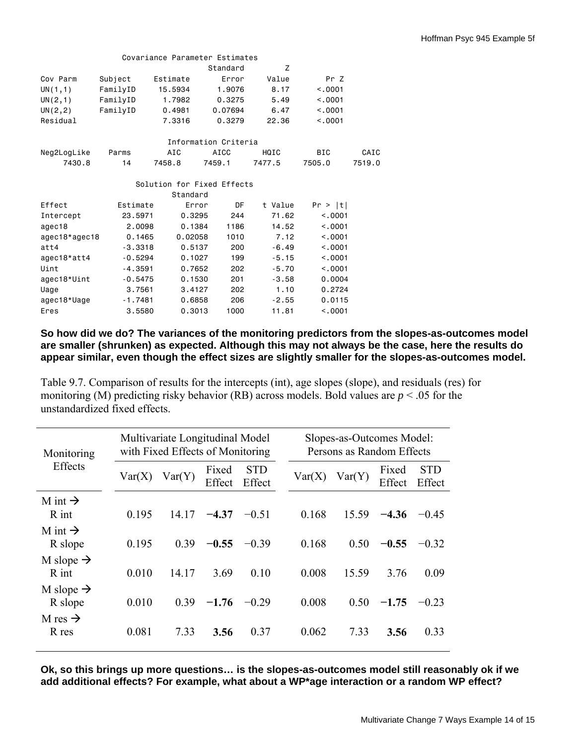Covariance Parameter Estimates

| Cov Parm | Subject | Estimate | Standard Error | Z Value | Pr Z |
|---|---|---|---|---|---|
| UN(1,1) | FamilyID | 15.5934 | 1.9076 | 8.17 | <.0001 |
| UN(2,1) | FamilyID | 1.7982 | 0.3275 | 5.49 | <.0001 |
| UN(2,2) | FamilyID | 0.4981 | 0.07694 | 6.47 | <.0001 |
| Residual | | 7.3316 | 0.3279 | 22.36 | <.0001 |

Information Criteria

| Neg2LogLike | Parms | AIC | AICC | HQIC | BIC | CAIC |
|---|---|---|---|---|---|---|
| 7430.8 | 14 | 7458.8 | 7459.1 | 7477.5 | 7505.0 | 7519.0 |

Solution for Fixed Effects

| Effect | Estimate | Standard Error | DF | t Value | Pr > \|t\| |
|---|---|---|---|---|---|
| Intercept | 23.5971 | 0.3295 | 244 | 71.62 | <.0001 |
| agec18 | 2.0098 | 0.1384 | 1186 | 14.52 | <.0001 |
| agec18*agec18 | 0.1465 | 0.02058 | 1010 | 7.12 | <.0001 |
| att4 | -3.3318 | 0.5137 | 200 | -6.49 | <.0001 |
| agec18*att4 | -0.5294 | 0.1027 | 199 | -5.15 | <.0001 |
| Uint | -4.3591 | 0.7652 | 202 | -5.70 | <.0001 |
| agec18*Uint | -0.5475 | 0.1530 | 201 | -3.58 | 0.0004 |
| Uage | 3.7561 | 3.4127 | 202 | 1.10 | 0.2724 |
| agec18*Uage | -1.7481 | 0.6858 | 206 | -2.55 | 0.0115 |
| Eres | 3.5580 | 0.3013 | 1000 | 11.81 | <.0001 |

**So how did we do? The variances of the monitoring predictors from the slopes-as-outcomes model are smaller (shrunken) as expected. Although this may not always be the case, here the results do appear similar, even though the effect sizes are slightly smaller for the slopes-as-outcomes model.**

Table 9.7. Comparison of results for the intercepts (int), age slopes (slope), and residuals (res) for monitoring (M) predicting risky behavior (RB) across models. Bold values are $p < .05$ for the unstandardized fixed effects.

| Monitoring Effects | Multivariate Longitudinal Model with Fixed Effects of Monitoring | | | | Slopes-as-Outcomes Model: Persons as Random Effects | | | |
|---|---|---|---|---|---|---|---|---|
| | Var(X) | Var(Y) | Fixed Effect | STD Effect | Var(X) | Var(Y) | Fixed Effect | STD Effect |
| M int → R int | 0.195 | 14.17 | **−4.37** | −0.51 | 0.168 | 15.59 | **−4.36** | −0.45 |
| M int → R slope | 0.195 | 0.39 | **−0.55** | −0.39 | 0.168 | 0.50 | **−0.55** | −0.32 |
| M slope → R int | 0.010 | 14.17 | 3.69 | 0.10 | 0.008 | 15.59 | 3.76 | 0.09 |
| M slope → R slope | 0.010 | 0.39 | **−1.76** | −0.29 | 0.008 | 0.50 | **−1.75** | −0.23 |
| M res → R res | 0.081 | 7.33 | **3.56** | 0.37 | 0.062 | 7.33 | **3.56** | 0.33 |

**Ok, so this brings up more questions… is the slopes-as-outcomes model still reasonably ok if we add additional effects? For example, what about a WP\*age interaction or a random WP effect?**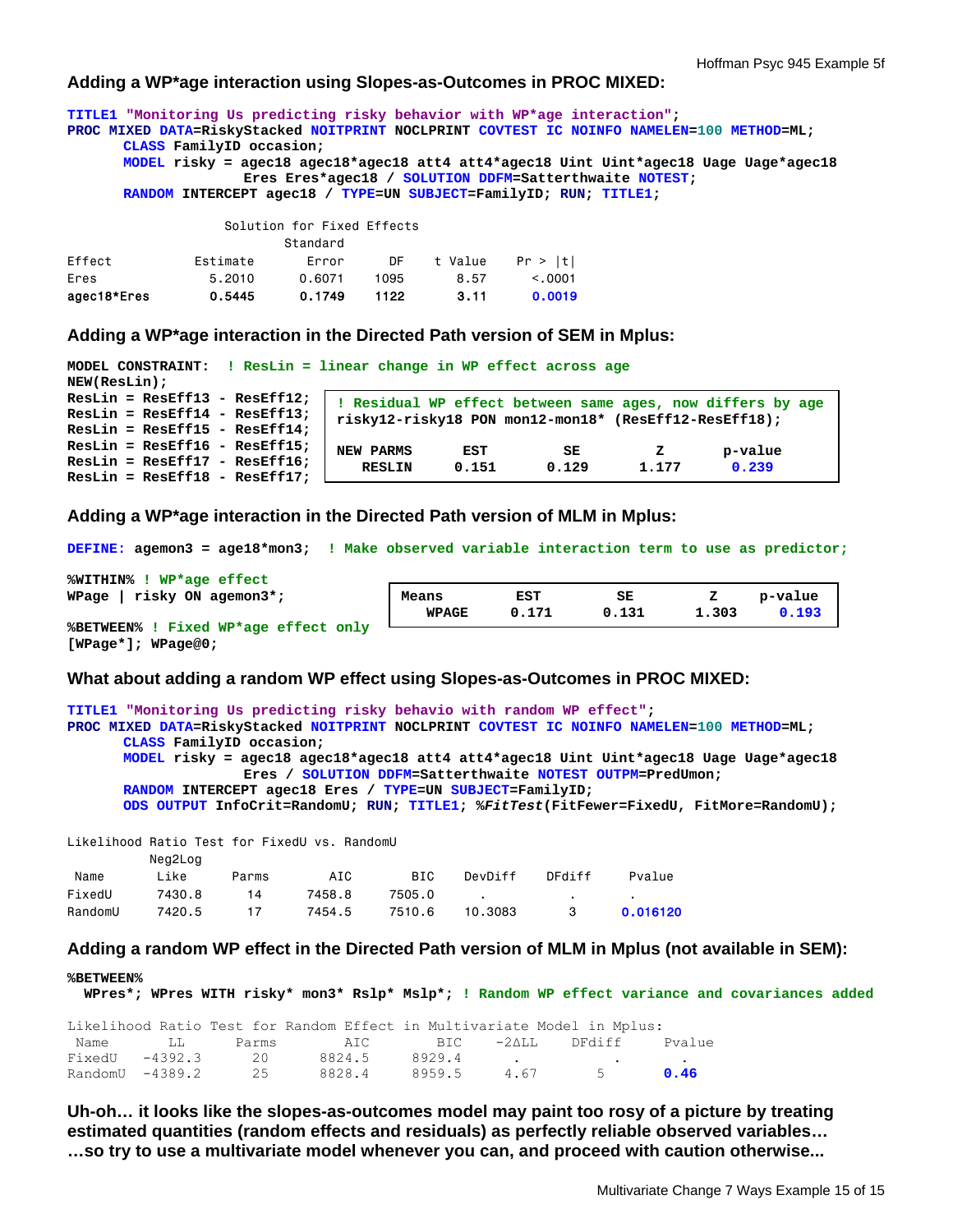**Adding a WP*age interaction using Slopes-as-Outcomes in PROC MIXED:**

```
TITLE1 "Monitoring Us predicting risky behavior with WP*age interaction";
PROC MIXED DATA=RiskyStacked NOITPRINT NOCLPRINT COVTEST IC NOINFO NAMELEN=100 METHOD=ML;
      CLASS FamilyID occasion;
      MODEL risky = agec18 agec18*agec18 att4 att4*agec18 Uint Uint*agec18 Uage Uage*agec18
                    Eres Eres*agec18 / SOLUTION DDFM=Satterthwaite NOTEST;
      RANDOM INTERCEPT agec18 / TYPE=UN SUBJECT=FamilyID; RUN; TITLE1;
```

Solution for Fixed Effects

| Effect | Estimate | Standard Error | DF | t Value | Pr > \|t\| |
|---|---|---|---|---|---|
| Eres | 5.2010 | 0.6071 | 1095 | 8.57 | <.0001 |
| **agec18*Eres** | **0.5445** | **0.1749** | **1122** | **3.11** | **0.0019** |

**Adding a WP*age interaction in the Directed Path version of SEM in Mplus:**

```
MODEL CONSTRAINT:  ! ResLin = linear change in WP effect across age
NEW(ResLin);
ResLin = ResEff13 - ResEff12;
ResLin = ResEff14 - ResEff13;
ResLin = ResEff15 - ResEff14;
ResLin = ResEff16 - ResEff15;
ResLin = ResEff17 - ResEff16;
ResLin = ResEff18 - ResEff17;
```

```
! Residual WP effect between same ages, now differs by age
risky12-risky18 PON mon12-mon18* (ResEff12-ResEff18);
```

| NEW PARMS | EST | SE | Z | p-value |
|---|---|---|---|---|
| RESLIN | 0.151 | 0.129 | 1.177 | 0.239 |

**Adding a WP*age interaction in the Directed Path version of MLM in Mplus:**

```
DEFINE: agemon3 = age18*mon3;  ! Make observed variable interaction term to use as predictor;

%WITHIN% ! WP*age effect
WPage | risky ON agemon3*;

%BETWEEN% ! Fixed WP*age effect only
[WPage*]; WPage@0;
```

| Means | EST | SE | Z | p-value |
|---|---|---|---|---|
| WPAGE | 0.171 | 0.131 | 1.303 | 0.193 |

**What about adding a random WP effect using Slopes-as-Outcomes in PROC MIXED:**

```
TITLE1 "Monitoring Us predicting risky behavio with random WP effect";
PROC MIXED DATA=RiskyStacked NOITPRINT NOCLPRINT COVTEST IC NOINFO NAMELEN=100 METHOD=ML;
      CLASS FamilyID occasion;
      MODEL risky = agec18 agec18*agec18 att4 att4*agec18 Uint Uint*agec18 Uage Uage*agec18
                    Eres / SOLUTION DDFM=Satterthwaite NOTEST OUTPM=PredUmon;
      RANDOM INTERCEPT agec18 Eres / TYPE=UN SUBJECT=FamilyID;
      ODS OUTPUT InfoCrit=RandomU; RUN; TITLE1; %FitTest(FitFewer=FixedU, FitMore=RandomU);
```

Likelihood Ratio Test for FixedU vs. RandomU

| Name | Neg2Log Like | Parms | AIC | BIC | DevDiff | DFdiff | Pvalue |
|---|---|---|---|---|---|---|---|
| FixedU | 7430.8 | 14 | 7458.8 | 7505.0 | . | . | . |
| RandomU | 7420.5 | 17 | 7454.5 | 7510.6 | 10.3083 | 3 | 0.016120 |

**Adding a random WP effect in the Directed Path version of MLM in Mplus (not available in SEM):**

```
%BETWEEN%
  WPres*; WPres WITH risky* mon3* Rslp* Mslp*; ! Random WP effect variance and covariances added
```

Likelihood Ratio Test for Random Effect in Multivariate Model in Mplus:

| Name | LL | Parms | AIC | BIC | −2ΔLL | DFdiff | Pvalue |
|---|---|---|---|---|---|---|---|
| FixedU | −4392.3 | 20 | 8824.5 | 8929.4 | . | . | . |
| RandomU | −4389.2 | 25 | 8828.4 | 8959.5 | 4.67 | 5 | **0.46** |

**Uh-oh… it looks like the slopes-as-outcomes model may paint too rosy of a picture by treating estimated quantities (random effects and residuals) as perfectly reliable observed variables… …so try to use a multivariate model whenever you can, and proceed with caution otherwise...**